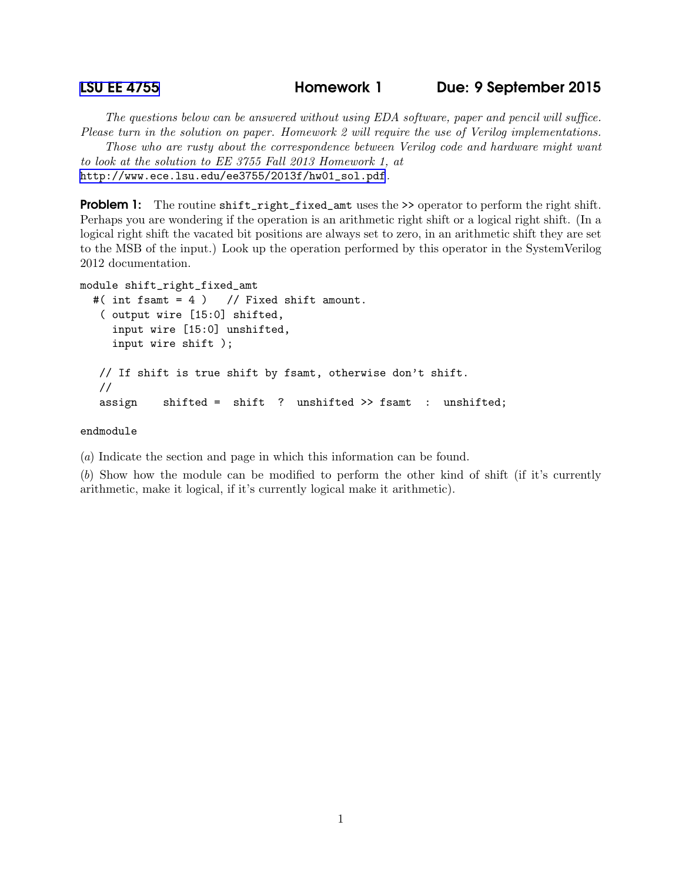## LSU EE 4755 Homework 1 Due: 9 September 2015

*The questions below can be answered without using EDA software, paper and pencil will suffice. Please turn in the solution on paper. Homework 2 will require the use of Verilog implementations.*

*Those who are rusty about the correspondence between Verilog code and hardware might want to look at the solution to EE 3755 Fall 2013 Homework 1, at* http://www.ece.lsu.edu/ee3755/2013f/hw01_sol.pdf.

**Problem 1:** The routine `shift_right_fixed_amt` uses the `>>` operator to perform the right shift. Perhaps you are wondering if the operation is an arithmetic right shift or a logical right shift. (In a logical right shift the vacated bit positions are always set to zero, in an arithmetic shift they are set to the MSB of the input.) Look up the operation performed by this operator in the SystemVerilog 2012 documentation.

```
module shift_right_fixed_amt
  #( int fsamt = 4 )   // Fixed shift amount.
   ( output wire [15:0] shifted,
     input wire [15:0] unshifted,
     input wire shift );

   // If shift is true shift by fsamt, otherwise don't shift.
   //
   assign    shifted =  shift  ?  unshifted >> fsamt  :  unshifted;

endmodule
```

(*a*) Indicate the section and page in which this information can be found.

(*b*) Show how the module can be modified to perform the other kind of shift (if it's currently arithmetic, make it logical, if it's currently logical make it arithmetic).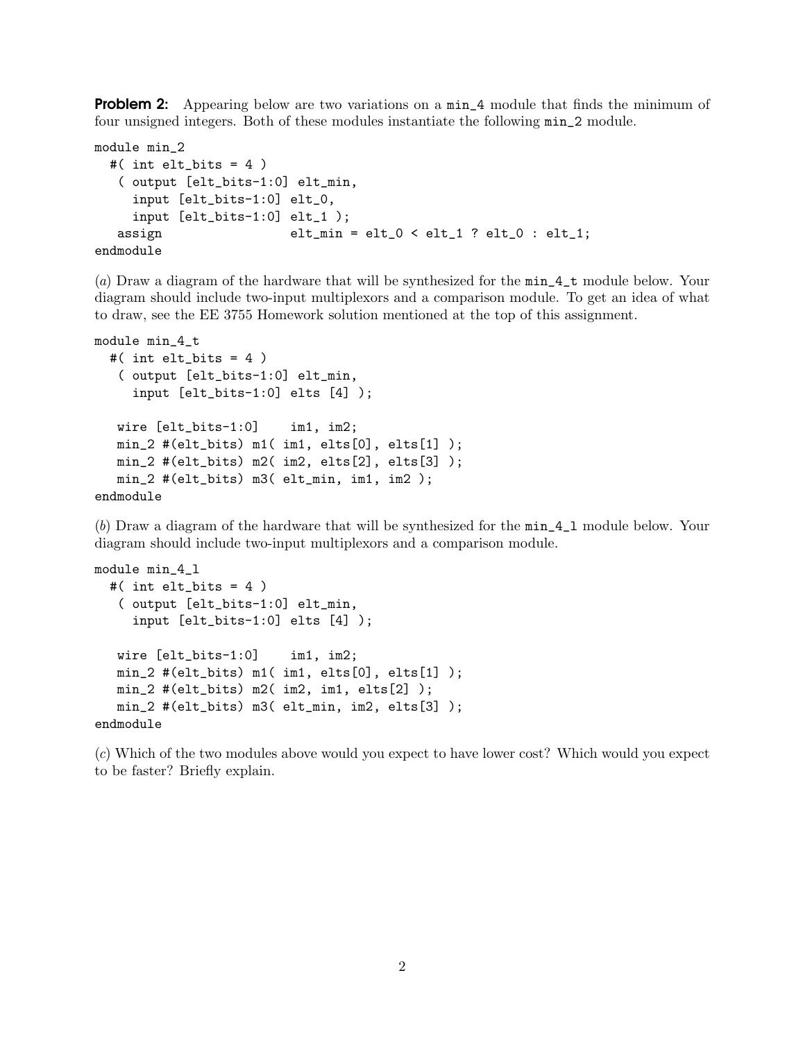**Problem 2:** Appearing below are two variations on a `min_4` module that finds the minimum of four unsigned integers. Both of these modules instantiate the following `min_2` module.

```
module min_2
  #( int elt_bits = 4 )
   ( output [elt_bits-1:0] elt_min,
     input [elt_bits-1:0] elt_0,
     input [elt_bits-1:0] elt_1 );
   assign                elt_min = elt_0 < elt_1 ? elt_0 : elt_1;
endmodule
```

(*a*) Draw a diagram of the hardware that will be synthesized for the `min_4_t` module below. Your diagram should include two-input multiplexors and a comparison module. To get an idea of what to draw, see the EE 3755 Homework solution mentioned at the top of this assignment.

```
module min_4_t
  #( int elt_bits = 4 )
   ( output [elt_bits-1:0] elt_min,
     input [elt_bits-1:0] elts [4] );

   wire [elt_bits-1:0]    im1, im2;
   min_2 #(elt_bits) m1( im1, elts[0], elts[1] );
   min_2 #(elt_bits) m2( im2, elts[2], elts[3] );
   min_2 #(elt_bits) m3( elt_min, im1, im2 );
endmodule
```

(*b*) Draw a diagram of the hardware that will be synthesized for the `min_4_l` module below. Your diagram should include two-input multiplexors and a comparison module.

```
module min_4_l
  #( int elt_bits = 4 )
   ( output [elt_bits-1:0] elt_min,
     input [elt_bits-1:0] elts [4] );

   wire [elt_bits-1:0]    im1, im2;
   min_2 #(elt_bits) m1( im1, elts[0], elts[1] );
   min_2 #(elt_bits) m2( im2, im1, elts[2] );
   min_2 #(elt_bits) m3( elt_min, im2, elts[3] );
endmodule
```

(*c*) Which of the two modules above would you expect to have lower cost? Which would you expect to be faster? Briefly explain.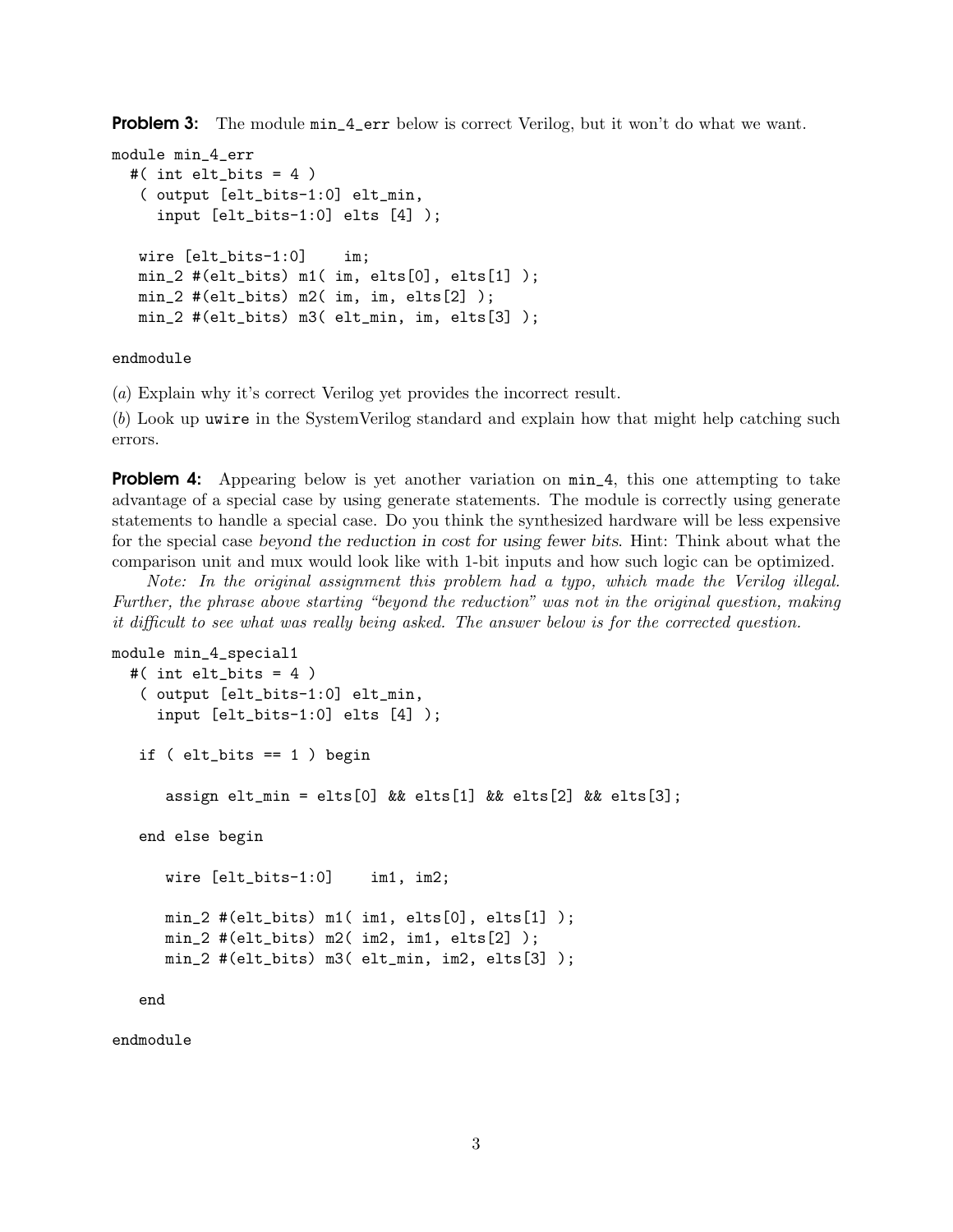**Problem 3:** The module `min_4_err` below is correct Verilog, but it won't do what we want.

```
module min_4_err
  #( int elt_bits = 4 )
   ( output [elt_bits-1:0] elt_min,
     input [elt_bits-1:0] elts [4] );

   wire [elt_bits-1:0]    im;
   min_2 #(elt_bits) m1( im, elts[0], elts[1] );
   min_2 #(elt_bits) m2( im, im, elts[2] );
   min_2 #(elt_bits) m3( elt_min, im, elts[3] );

endmodule
```

(*a*) Explain why it's correct Verilog yet provides the incorrect result.

(*b*) Look up `uwire` in the SystemVerilog standard and explain how that might help catching such errors.

**Problem 4:** Appearing below is yet another variation on `min_4`, this one attempting to take advantage of a special case by using generate statements. The module is correctly using generate statements to handle a special case. Do you think the synthesized hardware will be less expensive for the special case *beyond the reduction in cost for using fewer bits*. Hint: Think about what the comparison unit and mux would look like with 1-bit inputs and how such logic can be optimized.

*Note: In the original assignment this problem had a typo, which made the Verilog illegal. Further, the phrase above starting "beyond the reduction" was not in the original question, making it difficult to see what was really being asked. The answer below is for the corrected question.*

```
module min_4_special1
  #( int elt_bits = 4 )
   ( output [elt_bits-1:0] elt_min,
     input [elt_bits-1:0] elts [4] );

   if ( elt_bits == 1 ) begin

      assign elt_min = elts[0] && elts[1] && elts[2] && elts[3];

   end else begin

      wire [elt_bits-1:0]    im1, im2;

      min_2 #(elt_bits) m1( im1, elts[0], elts[1] );
      min_2 #(elt_bits) m2( im2, im1, elts[2] );
      min_2 #(elt_bits) m3( elt_min, im2, elts[3] );

   end

endmodule
```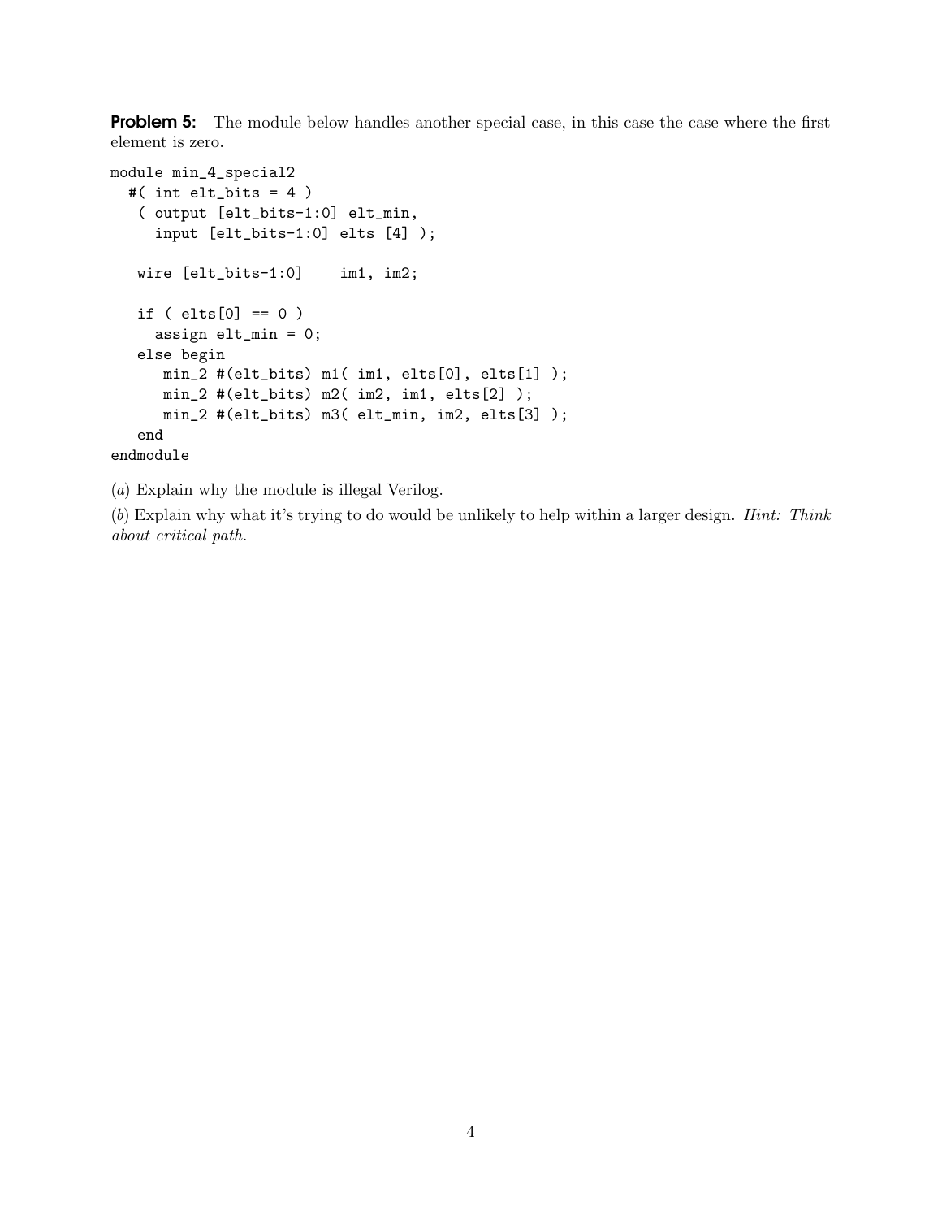**Problem 5:** The module below handles another special case, in this case the case where the first element is zero.

```
module min_4_special2
  #( int elt_bits = 4 )
   ( output [elt_bits-1:0] elt_min,
     input [elt_bits-1:0] elts [4] );

   wire [elt_bits-1:0]    im1, im2;

   if ( elts[0] == 0 )
     assign elt_min = 0;
   else begin
      min_2 #(elt_bits) m1( im1, elts[0], elts[1] );
      min_2 #(elt_bits) m2( im2, im1, elts[2] );
      min_2 #(elt_bits) m3( elt_min, im2, elts[3] );
   end
endmodule
```

(*a*) Explain why the module is illegal Verilog.

(*b*) Explain why what it's trying to do would be unlikely to help within a larger design. *Hint: Think about critical path.*